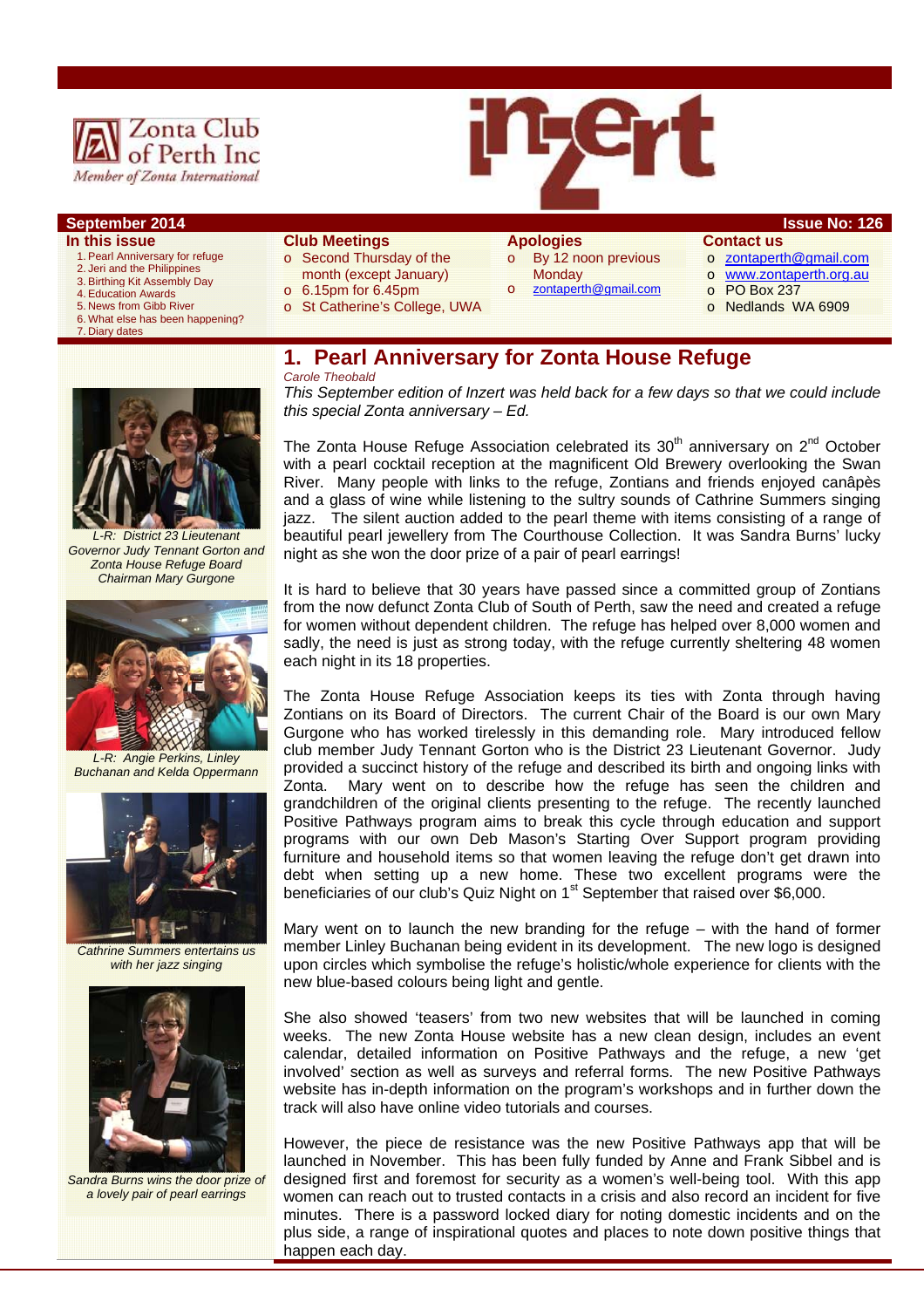Zonta Club of Perth Inc
Member of Zonta International

# inzert

**September 2014** | **Issue No: 126**

**In this issue**

1. Pearl Anniversary for refuge
2. Jeri and the Philippines
3. Birthing Kit Assembly Day
4. Education Awards
5. News from Gibb River
6. What else has been happening?
7. Diary dates

**Club Meetings**

- Second Thursday of the month (except January)
- 6.15pm for 6.45pm
- St Catherine's College, UWA

**Apologies**

- By 12 noon previous Monday
- zontaperth@gmail.com

**Contact us**

- zontaperth@gmail.com
- www.zontaperth.org.au
- PO Box 237
- Nedlands WA 6909

## 1. Pearl Anniversary for Zonta House Refuge

*Carole Theobald*

*This September edition of Inzert was held back for a few days so that we could include this special Zonta anniversary – Ed.*

The Zonta House Refuge Association celebrated its 30th anniversary on 2nd October with a pearl cocktail reception at the magnificent Old Brewery overlooking the Swan River. Many people with links to the refuge, Zontians and friends enjoyed canâpès and a glass of wine while listening to the sultry sounds of Cathrine Summers singing jazz. The silent auction added to the pearl theme with items consisting of a range of beautiful pearl jewellery from The Courthouse Collection. It was Sandra Burns' lucky night as she won the door prize of a pair of pearl earrings!

*L-R: District 23 Lieutenant Governor Judy Tennant Gorton and Zonta House Refuge Board Chairman Mary Gurgone*

It is hard to believe that 30 years have passed since a committed group of Zontians from the now defunct Zonta Club of South of Perth, saw the need and created a refuge for women without dependent children. The refuge has helped over 8,000 women and sadly, the need is just as strong today, with the refuge currently sheltering 48 women each night in its 18 properties.

*L-R: Angie Perkins, Linley Buchanan and Kelda Oppermann*

The Zonta House Refuge Association keeps its ties with Zonta through having Zontians on its Board of Directors. The current Chair of the Board is our own Mary Gurgone who has worked tirelessly in this demanding role. Mary introduced fellow club member Judy Tennant Gorton who is the District 23 Lieutenant Governor. Judy provided a succinct history of the refuge and described its birth and ongoing links with Zonta. Mary went on to describe how the refuge has seen the children and grandchildren of the original clients presenting to the refuge. The recently launched Positive Pathways program aims to break this cycle through education and support programs with our own Deb Mason's Starting Over Support program providing furniture and household items so that women leaving the refuge don't get drawn into debt when setting up a new home. These two excellent programs were the beneficiaries of our club's Quiz Night on 1st September that raised over $6,000.

*Cathrine Summers entertains us with her jazz singing*

Mary went on to launch the new branding for the refuge – with the hand of former member Linley Buchanan being evident in its development. The new logo is designed upon circles which symbolise the refuge's holistic/whole experience for clients with the new blue-based colours being light and gentle.

She also showed 'teasers' from two new websites that will be launched in coming weeks. The new Zonta House website has a new clean design, includes an event calendar, detailed information on Positive Pathways and the refuge, a new 'get involved' section as well as surveys and referral forms. The new Positive Pathways website has in-depth information on the program's workshops and in further down the track will also have online video tutorials and courses.

*Sandra Burns wins the door prize of a lovely pair of pearl earrings*

However, the piece de resistance was the new Positive Pathways app that will be launched in November. This has been fully funded by Anne and Frank Sibbel and is designed first and foremost for security as a women's well-being tool. With this app women can reach out to trusted contacts in a crisis and also record an incident for five minutes. There is a password locked diary for noting domestic incidents and on the plus side, a range of inspirational quotes and places to note down positive things that happen each day.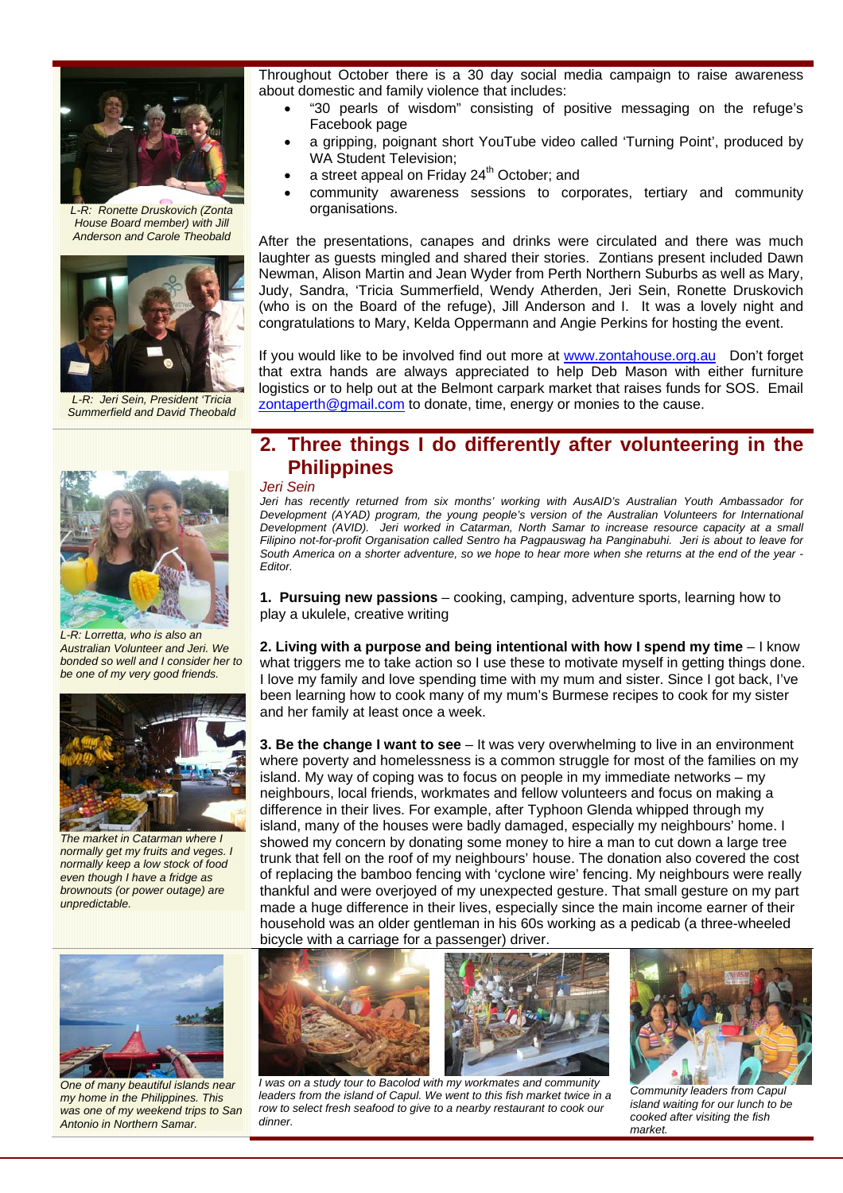L-R: *Ronette Druskovich (Zonta House Board member) with Jill Anderson and Carole Theobald*

*L-R: Jeri Sein, President 'Tricia Summerfield and David Theobald*

Throughout October there is a 30 day social media campaign to raise awareness about domestic and family violence that includes:

- "30 pearls of wisdom" consisting of positive messaging on the refuge's Facebook page
- a gripping, poignant short YouTube video called 'Turning Point', produced by WA Student Television;
- a street appeal on Friday 24th October; and
- community awareness sessions to corporates, tertiary and community organisations.

After the presentations, canapes and drinks were circulated and there was much laughter as guests mingled and shared their stories. Zontians present included Dawn Newman, Alison Martin and Jean Wyder from Perth Northern Suburbs as well as Mary, Judy, Sandra, 'Tricia Summerfield, Wendy Atherden, Jeri Sein, Ronette Druskovich (who is on the Board of the refuge), Jill Anderson and I. It was a lovely night and congratulations to Mary, Kelda Oppermann and Angie Perkins for hosting the event.

If you would like to be involved find out more at www.zontahouse.org.au Don't forget that extra hands are always appreciated to help Deb Mason with either furniture logistics or to help out at the Belmont carpark market that raises funds for SOS. Email zontaperth@gmail.com to donate, time, energy or monies to the cause.

## 2. Three things I do differently after volunteering in the Philippines

*Jeri Sein*

*Jeri has recently returned from six months' working with AusAID's Australian Youth Ambassador for Development (AYAD) program, the young people's version of the Australian Volunteers for International Development (AVID). Jeri worked in Catarman, North Samar to increase resource capacity at a small Filipino not-for-profit Organisation called Sentro ha Pagpauswag ha Panginabuhi. Jeri is about to leave for South America on a shorter adventure, so we hope to hear more when she returns at the end of the year - Editor.*

**1. Pursuing new passions** – cooking, camping, adventure sports, learning how to play a ukulele, creative writing

**2. Living with a purpose and being intentional with how I spend my time** – I know what triggers me to take action so I use these to motivate myself in getting things done. I love my family and love spending time with my mum and sister. Since I got back, I've been learning how to cook many of my mum's Burmese recipes to cook for my sister and her family at least once a week.

**3. Be the change I want to see** – It was very overwhelming to live in an environment where poverty and homelessness is a common struggle for most of the families on my island. My way of coping was to focus on people in my immediate networks – my neighbours, local friends, workmates and fellow volunteers and focus on making a difference in their lives. For example, after Typhoon Glenda whipped through my island, many of the houses were badly damaged, especially my neighbours' home. I showed my concern by donating some money to hire a man to cut down a large tree trunk that fell on the roof of my neighbours' house. The donation also covered the cost of replacing the bamboo fencing with 'cyclone wire' fencing. My neighbours were really thankful and were overjoyed of my unexpected gesture. That small gesture on my part made a huge difference in their lives, especially since the main income earner of their household was an older gentleman in his 60s working as a pedicab (a three-wheeled bicycle with a carriage for a passenger) driver.

*L-R: Lorretta, who is also an Australian Volunteer and Jeri. We bonded so well and I consider her to be one of my very good friends.*

*The market in Catarman where I normally get my fruits and veges. I normally keep a low stock of food even though I have a fridge as brownouts (or power outage) are unpredictable.*

*One of many beautiful islands near my home in the Philippines. This was one of my weekend trips to San Antonio in Northern Samar.*

*I was on a study tour to Bacolod with my workmates and community leaders from the island of Capul. We went to this fish market twice in a row to select fresh seafood to give to a nearby restaurant to cook our dinner.*

*Community leaders from Capul island waiting for our lunch to be cooked after visiting the fish market.*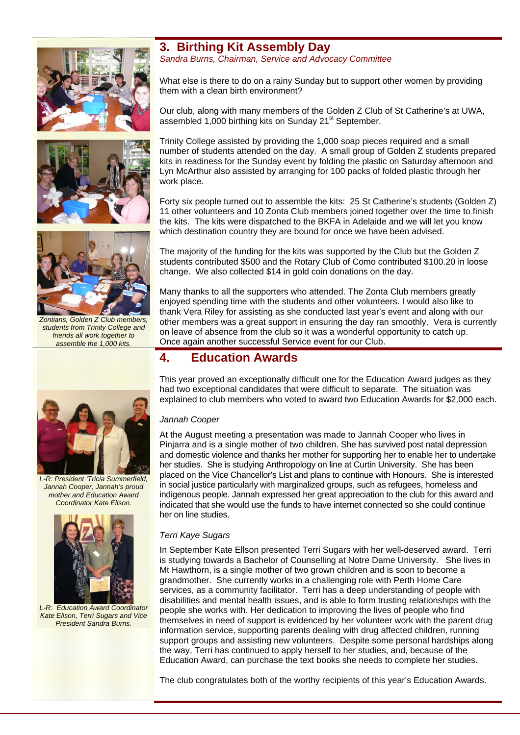## 3. Birthing Kit Assembly Day

*Sandra Burns, Chairman, Service and Advocacy Committee*

What else is there to do on a rainy Sunday but to support other women by providing them with a clean birth environment?

Our club, along with many members of the Golden Z Club of St Catherine's at UWA, assembled 1,000 birthing kits on Sunday 21st September.

Trinity College assisted by providing the 1,000 soap pieces required and a small number of students attended on the day. A small group of Golden Z students prepared kits in readiness for the Sunday event by folding the plastic on Saturday afternoon and Lyn McArthur also assisted by arranging for 100 packs of folded plastic through her work place.

Forty six people turned out to assemble the kits: 25 St Catherine's students (Golden Z) 11 other volunteers and 10 Zonta Club members joined together over the time to finish the kits. The kits were dispatched to the BKFA in Adelaide and we will let you know which destination country they are bound for once we have been advised.

The majority of the funding for the kits was supported by the Club but the Golden Z students contributed $500 and the Rotary Club of Como contributed $100.20 in loose change. We also collected $14 in gold coin donations on the day.

Many thanks to all the supporters who attended. The Zonta Club members greatly enjoyed spending time with the students and other volunteers. I would also like to thank Vera Riley for assisting as she conducted last year's event and along with our other members was a great support in ensuring the day ran smoothly. Vera is currently on leave of absence from the club so it was a wonderful opportunity to catch up. Once again another successful Service event for our Club.

*Zontians, Golden Z Club members, students from Trinity College and friends all work together to assemble the 1,000 kits.*

## 4. Education Awards

This year proved an exceptionally difficult one for the Education Award judges as they had two exceptional candidates that were difficult to separate. The situation was explained to club members who voted to award two Education Awards for $2,000 each.

*Jannah Cooper*

At the August meeting a presentation was made to Jannah Cooper who lives in Pinjarra and is a single mother of two children. She has survived post natal depression and domestic violence and thanks her mother for supporting her to enable her to undertake her studies. She is studying Anthropology on line at Curtin University. She has been placed on the Vice Chancellor's List and plans to continue with Honours. She is interested in social justice particularly with marginalized groups, such as refugees, homeless and indigenous people. Jannah expressed her great appreciation to the club for this award and indicated that she would use the funds to have internet connected so she could continue her on line studies.

*L-R: President 'Tricia Summerfield, Jannah Cooper, Jannah's proud mother and Education Award Coordinator Kate Ellson.*

*Terri Kaye Sugars*

In September Kate Ellson presented Terri Sugars with her well-deserved award. Terri is studying towards a Bachelor of Counselling at Notre Dame University. She lives in Mt Hawthorn, is a single mother of two grown children and is soon to become a grandmother. She currently works in a challenging role with Perth Home Care services, as a community facilitator. Terri has a deep understanding of people with disabilities and mental health issues, and is able to form trusting relationships with the people she works with. Her dedication to improving the lives of people who find themselves in need of support is evidenced by her volunteer work with the parent drug information service, supporting parents dealing with drug affected children, running support groups and assisting new volunteers. Despite some personal hardships along the way, Terri has continued to apply herself to her studies, and, because of the Education Award, can purchase the text books she needs to complete her studies.

*L-R: Education Award Coordinator Kate Ellson, Terri Sugars and Vice President Sandra Burns.*

The club congratulates both of the worthy recipients of this year's Education Awards.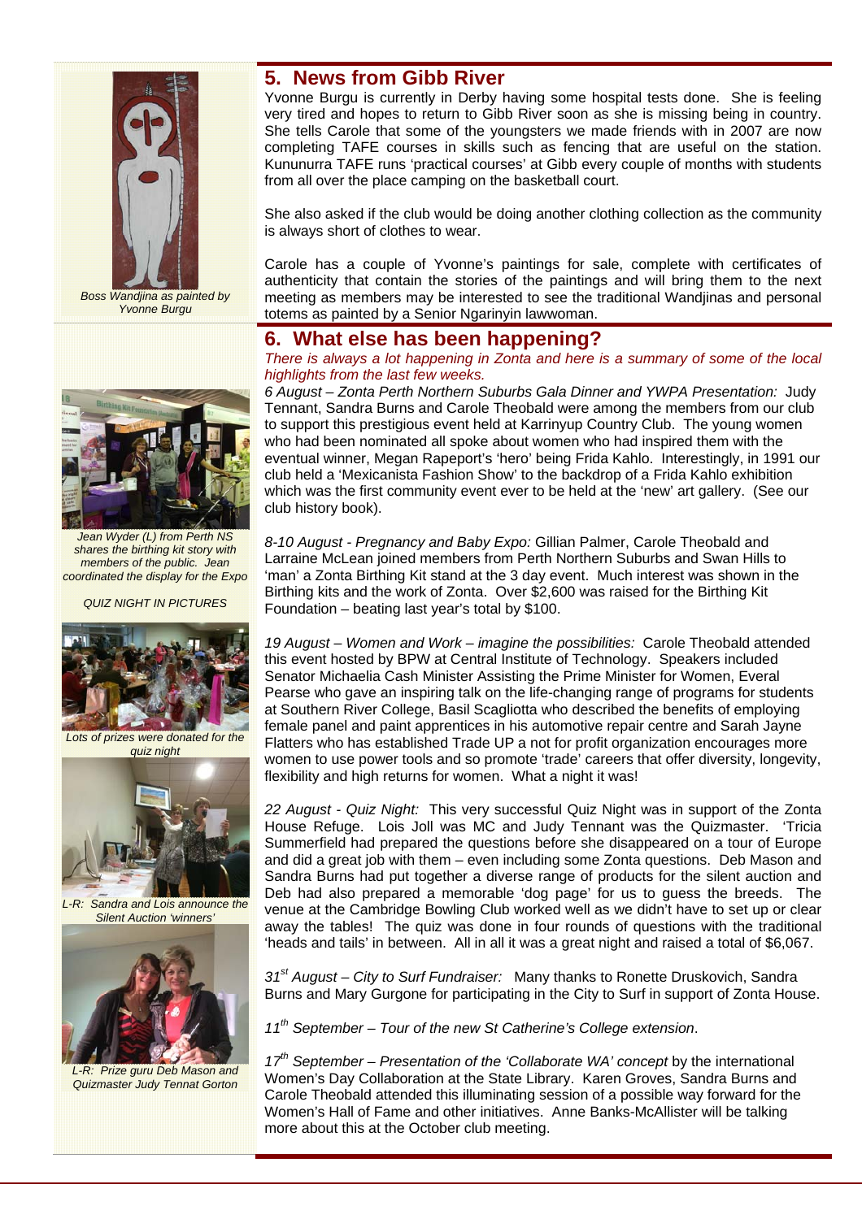Boss Wandjina as painted by Yvonne Burgu

## 5. News from Gibb River

Yvonne Burgu is currently in Derby having some hospital tests done. She is feeling very tired and hopes to return to Gibb River soon as she is missing being in country. She tells Carole that some of the youngsters we made friends with in 2007 are now completing TAFE courses in skills such as fencing that are useful on the station. Kununurra TAFE runs 'practical courses' at Gibb every couple of months with students from all over the place camping on the basketball court.

She also asked if the club would be doing another clothing collection as the community is always short of clothes to wear.

Carole has a couple of Yvonne's paintings for sale, complete with certificates of authenticity that contain the stories of the paintings and will bring them to the next meeting as members may be interested to see the traditional Wandjinas and personal totems as painted by a Senior Ngarinyin lawwoman.

## 6. What else has been happening?

*There is always a lot happening in Zonta and here is a summary of some of the local highlights from the last few weeks.*

*6 August – Zonta Perth Northern Suburbs Gala Dinner and YWPA Presentation:* Judy Tennant, Sandra Burns and Carole Theobald were among the members from our club to support this prestigious event held at Karrinyup Country Club. The young women who had been nominated all spoke about women who had inspired them with the eventual winner, Megan Rapeport's 'hero' being Frida Kahlo. Interestingly, in 1991 our club held a 'Mexicanista Fashion Show' to the backdrop of a Frida Kahlo exhibition which was the first community event ever to be held at the 'new' art gallery. (See our club history book).

Jean Wyder (L) from Perth NS shares the birthing kit story with members of the public. Jean coordinated the display for the Expo

*8-10 August - Pregnancy and Baby Expo:* Gillian Palmer, Carole Theobald and Larraine McLean joined members from Perth Northern Suburbs and Swan Hills to 'man' a Zonta Birthing Kit stand at the 3 day event. Much interest was shown in the Birthing kits and the work of Zonta. Over $2,600 was raised for the Birthing Kit Foundation – beating last year's total by $100.

*19 August – Women and Work – imagine the possibilities:* Carole Theobald attended this event hosted by BPW at Central Institute of Technology. Speakers included Senator Michaelia Cash Minister Assisting the Prime Minister for Women, Everal Pearse who gave an inspiring talk on the life-changing range of programs for students at Southern River College, Basil Scagliotta who described the benefits of employing female panel and paint apprentices in his automotive repair centre and Sarah Jayne Flatters who has established Trade UP a not for profit organization encourages more women to use power tools and so promote 'trade' careers that offer diversity, longevity, flexibility and high returns for women. What a night it was!

*22 August - Quiz Night:* This very successful Quiz Night was in support of the Zonta House Refuge. Lois Joll was MC and Judy Tennant was the Quizmaster. 'Tricia Summerfield had prepared the questions before she disappeared on a tour of Europe and did a great job with them – even including some Zonta questions. Deb Mason and Sandra Burns had put together a diverse range of products for the silent auction and Deb had also prepared a memorable 'dog page' for us to guess the breeds. The venue at the Cambridge Bowling Club worked well as we didn't have to set up or clear away the tables! The quiz was done in four rounds of questions with the traditional 'heads and tails' in between. All in all it was a great night and raised a total of $6,067.

*QUIZ NIGHT IN PICTURES*

*Lots of prizes were donated for the quiz night*

*L-R: Sandra and Lois announce the Silent Auction 'winners'*

*L-R: Prize guru Deb Mason and Quizmaster Judy Tennat Gorton*

*31st August – City to Surf Fundraiser:* Many thanks to Ronette Druskovich, Sandra Burns and Mary Gurgone for participating in the City to Surf in support of Zonta House.

*11th September – Tour of the new St Catherine's College extension*.

*17th September – Presentation of the 'Collaborate WA' concept* by the international Women's Day Collaboration at the State Library. Karen Groves, Sandra Burns and Carole Theobald attended this illuminating session of a possible way forward for the Women's Hall of Fame and other initiatives. Anne Banks-McAllister will be talking more about this at the October club meeting.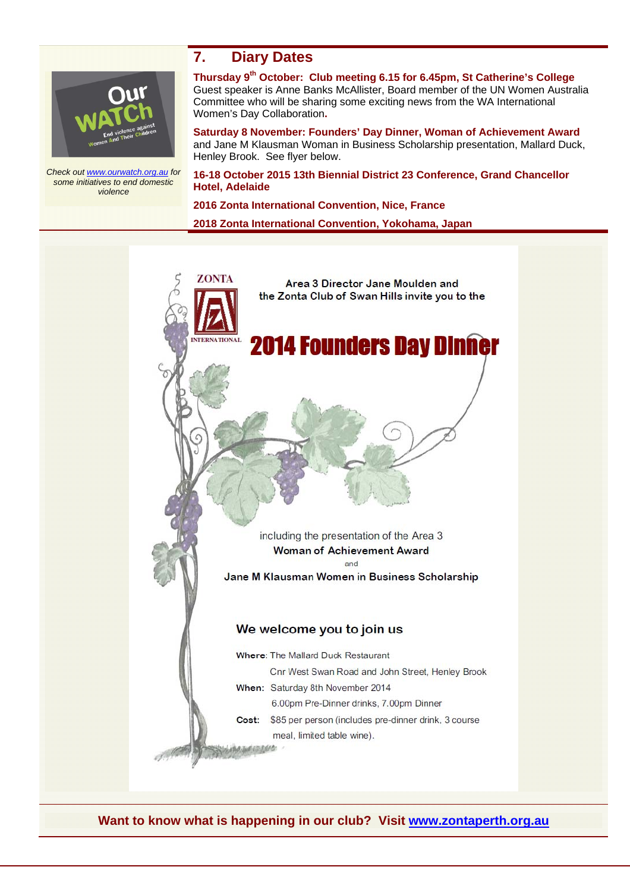## 7. Diary Dates

**Thursday 9th October: Club meeting 6.15 for 6.45pm, St Catherine's College**
Guest speaker is Anne Banks McAllister, Board member of the UN Women Australia Committee who will be sharing some exciting news from the WA International Women's Day Collaboration**.**

**Saturday 8 November: Founders' Day Dinner, Woman of Achievement Award** and Jane M Klausman Woman in Business Scholarship presentation, Mallard Duck, Henley Brook. See flyer below.

**16-18 October 2015 13th Biennial District 23 Conference, Grand Chancellor Hotel, Adelaide**

**2016 Zonta International Convention, Nice, France**

**2018 Zonta International Convention, Yokohama, Japan**

Our WATCh
End violence against Women And Their Children

*Check out www.ourwatch.org.au for some initiatives to end domestic violence*

ZONTA INTERNATIONAL

Area 3 Director Jane Moulden and the Zonta Club of Swan Hills invite you to the

# 2014 Founders Day Dinner

including the presentation of the Area 3
**Woman of Achievement Award**
and
**Jane M Klausman Women in Business Scholarship**

### We welcome you to join us

**Where**: The Mallard Duck Restaurant
Cnr West Swan Road and John Street, Henley Brook

**When:** Saturday 8th November 2014
6.00pm Pre-Dinner drinks, 7.00pm Dinner

**Cost:** $85 per person (includes pre-dinner drink, 3 course meal, limited table wine).

**Want to know what is happening in our club? Visit www.zontaperth.org.au**